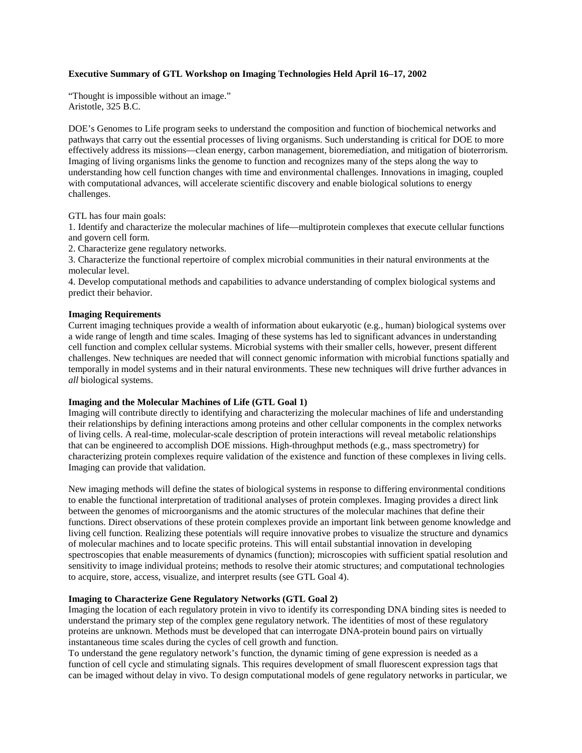**Executive Summary of GTL Workshop on Imaging Technologies Held April 16–17, 2002**

"Thought is impossible without an image."
Aristotle, 325 B.C.

DOE's Genomes to Life program seeks to understand the composition and function of biochemical networks and pathways that carry out the essential processes of living organisms. Such understanding is critical for DOE to more effectively address its missions—clean energy, carbon management, bioremediation, and mitigation of bioterrorism. Imaging of living organisms links the genome to function and recognizes many of the steps along the way to understanding how cell function changes with time and environmental challenges. Innovations in imaging, coupled with computational advances, will accelerate scientific discovery and enable biological solutions to energy challenges.

GTL has four main goals:

1. Identify and characterize the molecular machines of life—multiprotein complexes that execute cellular functions and govern cell form.
2. Characterize gene regulatory networks.
3. Characterize the functional repertoire of complex microbial communities in their natural environments at the molecular level.
4. Develop computational methods and capabilities to advance understanding of complex biological systems and predict their behavior.

**Imaging Requirements**

Current imaging techniques provide a wealth of information about eukaryotic (e.g., human) biological systems over a wide range of length and time scales. Imaging of these systems has led to significant advances in understanding cell function and complex cellular systems. Microbial systems with their smaller cells, however, present different challenges. New techniques are needed that will connect genomic information with microbial functions spatially and temporally in model systems and in their natural environments. These new techniques will drive further advances in *all* biological systems.

**Imaging and the Molecular Machines of Life (GTL Goal 1)**

Imaging will contribute directly to identifying and characterizing the molecular machines of life and understanding their relationships by defining interactions among proteins and other cellular components in the complex networks of living cells. A real-time, molecular-scale description of protein interactions will reveal metabolic relationships that can be engineered to accomplish DOE missions. High-throughput methods (e.g., mass spectrometry) for characterizing protein complexes require validation of the existence and function of these complexes in living cells. Imaging can provide that validation.

New imaging methods will define the states of biological systems in response to differing environmental conditions to enable the functional interpretation of traditional analyses of protein complexes. Imaging provides a direct link between the genomes of microorganisms and the atomic structures of the molecular machines that define their functions. Direct observations of these protein complexes provide an important link between genome knowledge and living cell function. Realizing these potentials will require innovative probes to visualize the structure and dynamics of molecular machines and to locate specific proteins. This will entail substantial innovation in developing spectroscopies that enable measurements of dynamics (function); microscopies with sufficient spatial resolution and sensitivity to image individual proteins; methods to resolve their atomic structures; and computational technologies to acquire, store, access, visualize, and interpret results (see GTL Goal 4).

**Imaging to Characterize Gene Regulatory Networks (GTL Goal 2)**

Imaging the location of each regulatory protein in vivo to identify its corresponding DNA binding sites is needed to understand the primary step of the complex gene regulatory network. The identities of most of these regulatory proteins are unknown. Methods must be developed that can interrogate DNA-protein bound pairs on virtually instantaneous time scales during the cycles of cell growth and function.

To understand the gene regulatory network's function, the dynamic timing of gene expression is needed as a function of cell cycle and stimulating signals. This requires development of small fluorescent expression tags that can be imaged without delay in vivo. To design computational models of gene regulatory networks in particular, we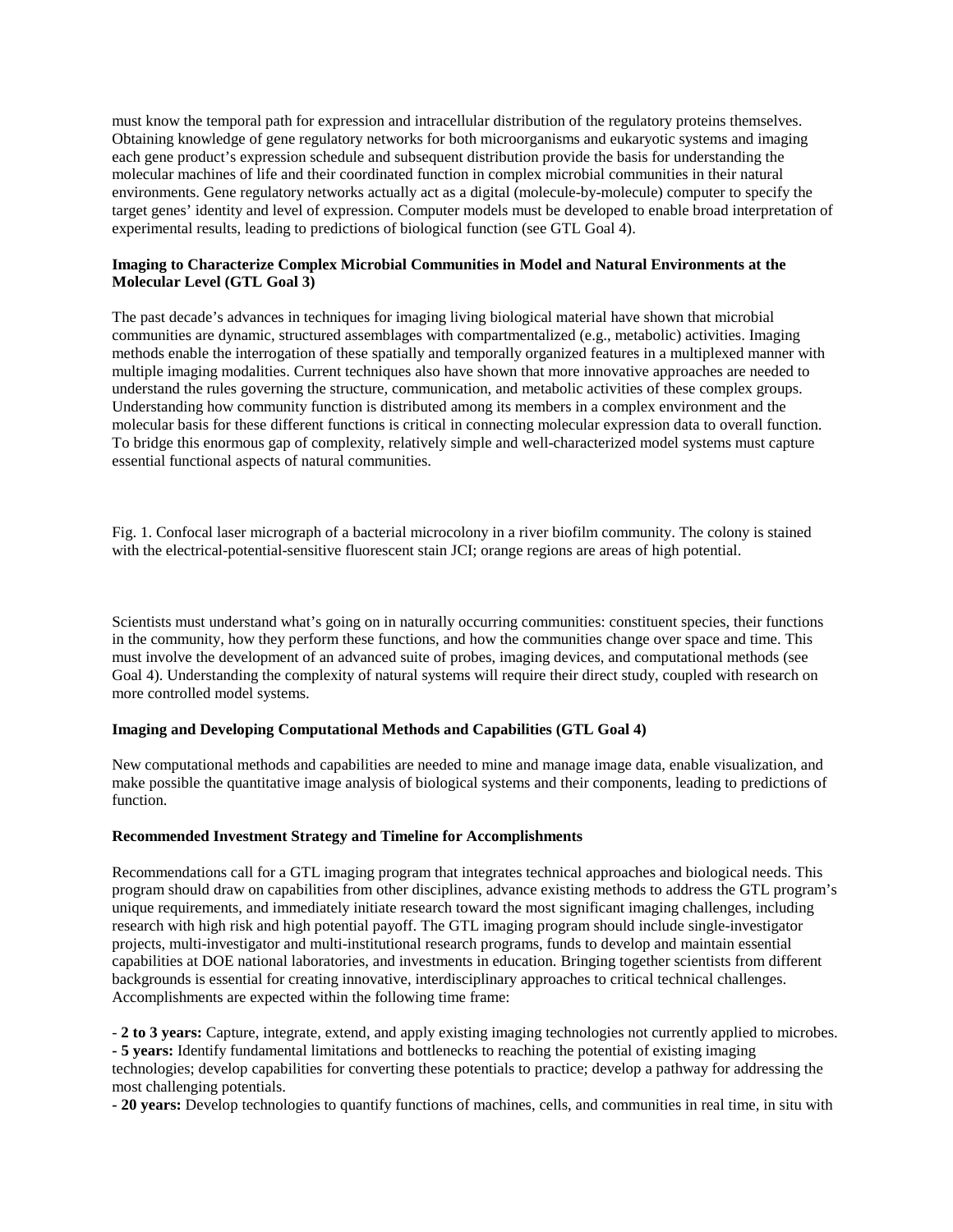must know the temporal path for expression and intracellular distribution of the regulatory proteins themselves. Obtaining knowledge of gene regulatory networks for both microorganisms and eukaryotic systems and imaging each gene product's expression schedule and subsequent distribution provide the basis for understanding the molecular machines of life and their coordinated function in complex microbial communities in their natural environments. Gene regulatory networks actually act as a digital (molecule-by-molecule) computer to specify the target genes' identity and level of expression. Computer models must be developed to enable broad interpretation of experimental results, leading to predictions of biological function (see GTL Goal 4).

**Imaging to Characterize Complex Microbial Communities in Model and Natural Environments at the Molecular Level (GTL Goal 3)**

The past decade's advances in techniques for imaging living biological material have shown that microbial communities are dynamic, structured assemblages with compartmentalized (e.g., metabolic) activities. Imaging methods enable the interrogation of these spatially and temporally organized features in a multiplexed manner with multiple imaging modalities. Current techniques also have shown that more innovative approaches are needed to understand the rules governing the structure, communication, and metabolic activities of these complex groups. Understanding how community function is distributed among its members in a complex environment and the molecular basis for these different functions is critical in connecting molecular expression data to overall function. To bridge this enormous gap of complexity, relatively simple and well-characterized model systems must capture essential functional aspects of natural communities.

Fig. 1. Confocal laser micrograph of a bacterial microcolony in a river biofilm community. The colony is stained with the electrical-potential-sensitive fluorescent stain JCI; orange regions are areas of high potential.

Scientists must understand what's going on in naturally occurring communities: constituent species, their functions in the community, how they perform these functions, and how the communities change over space and time. This must involve the development of an advanced suite of probes, imaging devices, and computational methods (see Goal 4). Understanding the complexity of natural systems will require their direct study, coupled with research on more controlled model systems.

**Imaging and Developing Computational Methods and Capabilities (GTL Goal 4)**

New computational methods and capabilities are needed to mine and manage image data, enable visualization, and make possible the quantitative image analysis of biological systems and their components, leading to predictions of function.

**Recommended Investment Strategy and Timeline for Accomplishments**

Recommendations call for a GTL imaging program that integrates technical approaches and biological needs. This program should draw on capabilities from other disciplines, advance existing methods to address the GTL program's unique requirements, and immediately initiate research toward the most significant imaging challenges, including research with high risk and high potential payoff. The GTL imaging program should include single-investigator projects, multi-investigator and multi-institutional research programs, funds to develop and maintain essential capabilities at DOE national laboratories, and investments in education. Bringing together scientists from different backgrounds is essential for creating innovative, interdisciplinary approaches to critical technical challenges. Accomplishments are expected within the following time frame:

- **2 to 3 years:** Capture, integrate, extend, and apply existing imaging technologies not currently applied to microbes.
- **5 years:** Identify fundamental limitations and bottlenecks to reaching the potential of existing imaging technologies; develop capabilities for converting these potentials to practice; develop a pathway for addressing the most challenging potentials.
- **20 years:** Develop technologies to quantify functions of machines, cells, and communities in real time, in situ with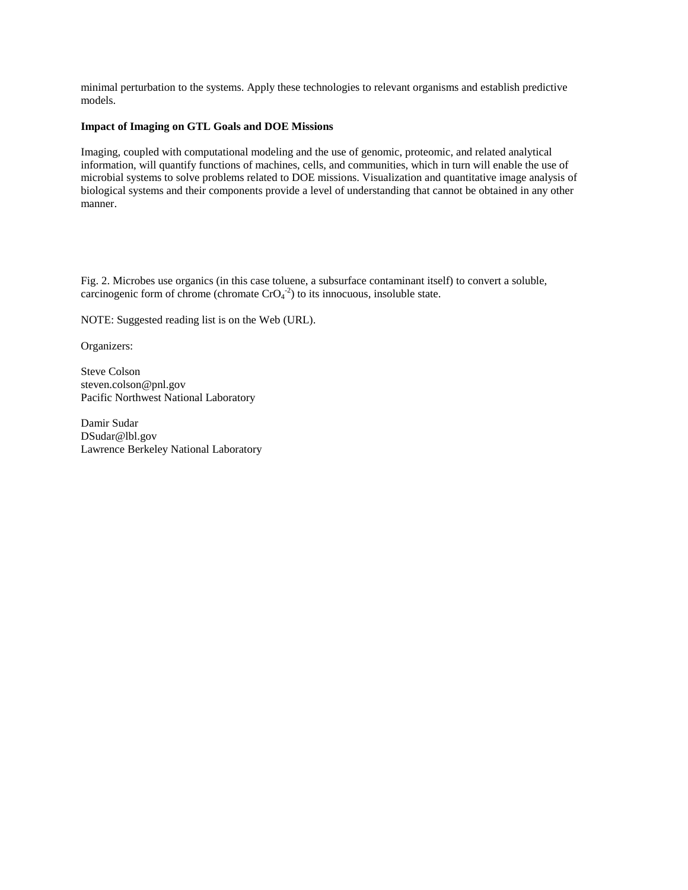minimal perturbation to the systems. Apply these technologies to relevant organisms and establish predictive models.

**Impact of Imaging on GTL Goals and DOE Missions**

Imaging, coupled with computational modeling and the use of genomic, proteomic, and related analytical information, will quantify functions of machines, cells, and communities, which in turn will enable the use of microbial systems to solve problems related to DOE missions. Visualization and quantitative image analysis of biological systems and their components provide a level of understanding that cannot be obtained in any other manner.

Fig. 2. Microbes use organics (in this case toluene, a subsurface contaminant itself) to convert a soluble, carcinogenic form of chrome (chromate $CrO_4^{-2}$) to its innocuous, insoluble state.

NOTE: Suggested reading list is on the Web (URL).

Organizers:

Steve Colson
steven.colson@pnl.gov
Pacific Northwest National Laboratory

Damir Sudar
DSudar@lbl.gov
Lawrence Berkeley National Laboratory